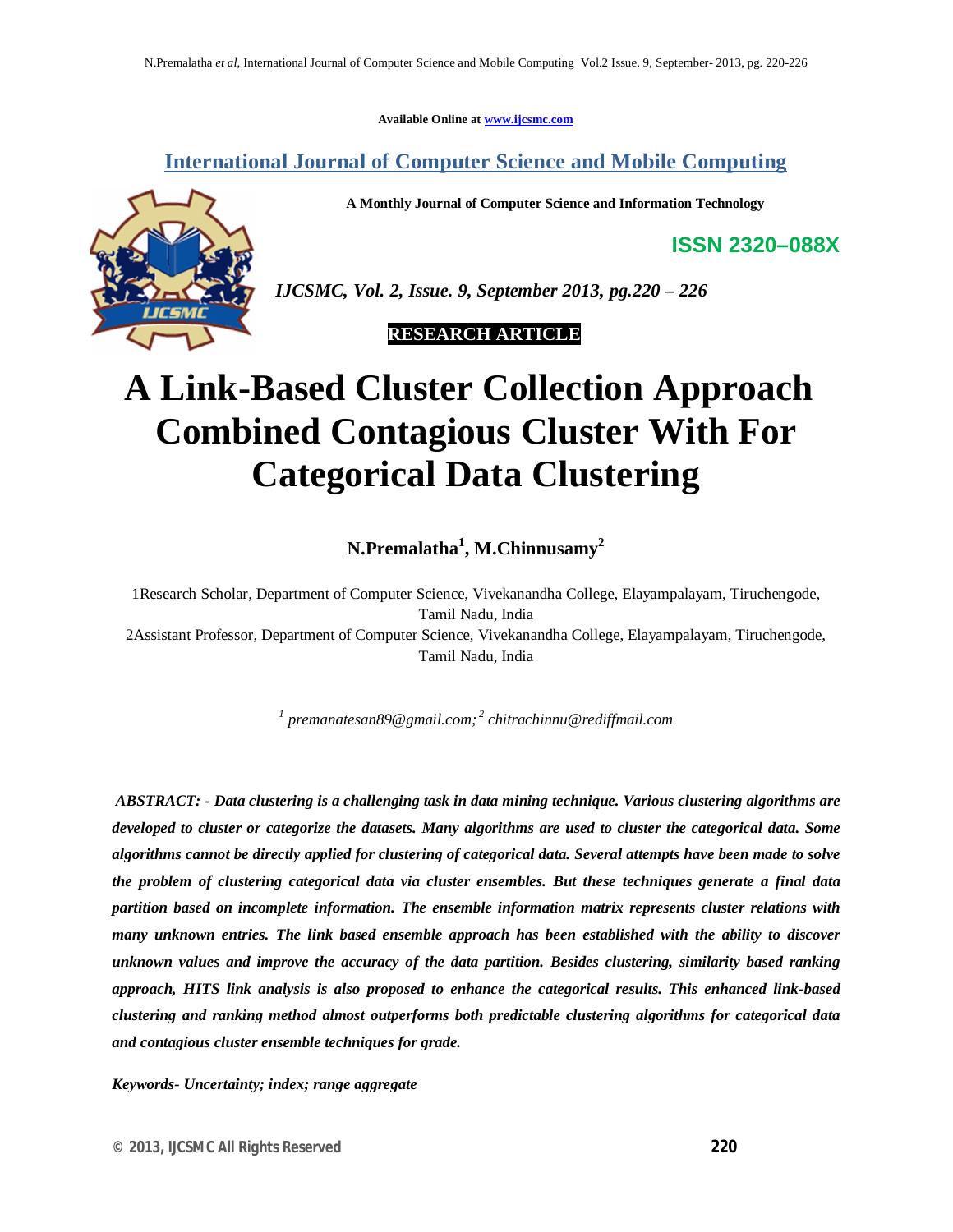Available Online at www.ijcsmc.com

## International Journal of Computer Science and Mobile Computing

**A Monthly Journal of Computer Science and Information Technology**

**ISSN 2320–088X**

*IJCSMC, Vol. 2, Issue. 9, September 2013, pg.220 – 226*

**RESEARCH ARTICLE**

# A Link-Based Cluster Collection Approach Combined Contagious Cluster With For Categorical Data Clustering

**N.Premalatha[1], M.Chinnusamy[2]**

1Research Scholar, Department of Computer Science, Vivekanandha College, Elayampalayam, Tiruchengode, Tamil Nadu, India

2Assistant Professor, Department of Computer Science, Vivekanandha College, Elayampalayam, Tiruchengode, Tamil Nadu, India

*[1] premanatesan89@gmail.com; [2] chitrachinnu@rediffmail.com*

***ABSTRACT: - Data clustering is a challenging task in data mining technique. Various clustering algorithms are developed to cluster or categorize the datasets. Many algorithms are used to cluster the categorical data. Some algorithms cannot be directly applied for clustering of categorical data. Several attempts have been made to solve the problem of clustering categorical data via cluster ensembles. But these techniques generate a final data partition based on incomplete information. The ensemble information matrix represents cluster relations with many unknown entries. The link based ensemble approach has been established with the ability to discover unknown values and improve the accuracy of the data partition. Besides clustering, similarity based ranking approach, HITS link analysis is also proposed to enhance the categorical results. This enhanced link-based clustering and ranking method almost outperforms both predictable clustering algorithms for categorical data and contagious cluster ensemble techniques for grade.***

***Keywords- Uncertainty; index; range aggregate***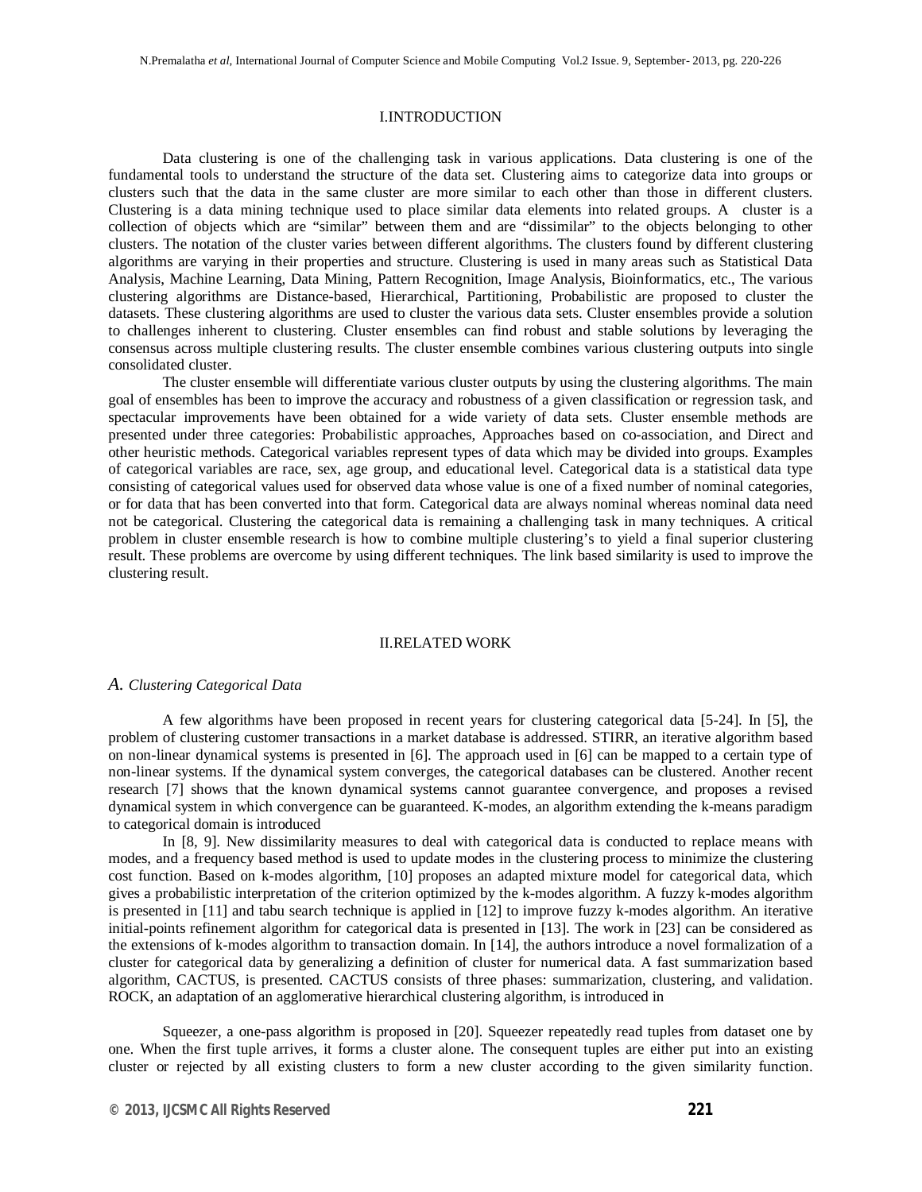## I.INTRODUCTION

Data clustering is one of the challenging task in various applications. Data clustering is one of the fundamental tools to understand the structure of the data set. Clustering aims to categorize data into groups or clusters such that the data in the same cluster are more similar to each other than those in different clusters. Clustering is a data mining technique used to place similar data elements into related groups. A cluster is a collection of objects which are "similar" between them and are "dissimilar" to the objects belonging to other clusters. The notation of the cluster varies between different algorithms. The clusters found by different clustering algorithms are varying in their properties and structure. Clustering is used in many areas such as Statistical Data Analysis, Machine Learning, Data Mining, Pattern Recognition, Image Analysis, Bioinformatics, etc., The various clustering algorithms are Distance-based, Hierarchical, Partitioning, Probabilistic are proposed to cluster the datasets. These clustering algorithms are used to cluster the various data sets. Cluster ensembles provide a solution to challenges inherent to clustering. Cluster ensembles can find robust and stable solutions by leveraging the consensus across multiple clustering results. The cluster ensemble combines various clustering outputs into single consolidated cluster.

The cluster ensemble will differentiate various cluster outputs by using the clustering algorithms. The main goal of ensembles has been to improve the accuracy and robustness of a given classification or regression task, and spectacular improvements have been obtained for a wide variety of data sets. Cluster ensemble methods are presented under three categories: Probabilistic approaches, Approaches based on co-association, and Direct and other heuristic methods. Categorical variables represent types of data which may be divided into groups. Examples of categorical variables are race, sex, age group, and educational level. Categorical data is a statistical data type consisting of categorical values used for observed data whose value is one of a fixed number of nominal categories, or for data that has been converted into that form. Categorical data are always nominal whereas nominal data need not be categorical. Clustering the categorical data is remaining a challenging task in many techniques. A critical problem in cluster ensemble research is how to combine multiple clustering's to yield a final superior clustering result. These problems are overcome by using different techniques. The link based similarity is used to improve the clustering result.

## II.RELATED WORK

### *A. Clustering Categorical Data*

A few algorithms have been proposed in recent years for clustering categorical data [5-24]. In [5], the problem of clustering customer transactions in a market database is addressed. STIRR, an iterative algorithm based on non-linear dynamical systems is presented in [6]. The approach used in [6] can be mapped to a certain type of non-linear systems. If the dynamical system converges, the categorical databases can be clustered. Another recent research [7] shows that the known dynamical systems cannot guarantee convergence, and proposes a revised dynamical system in which convergence can be guaranteed. K-modes, an algorithm extending the k-means paradigm to categorical domain is introduced

In [8, 9]. New dissimilarity measures to deal with categorical data is conducted to replace means with modes, and a frequency based method is used to update modes in the clustering process to minimize the clustering cost function. Based on k-modes algorithm, [10] proposes an adapted mixture model for categorical data, which gives a probabilistic interpretation of the criterion optimized by the k-modes algorithm. A fuzzy k-modes algorithm is presented in [11] and tabu search technique is applied in [12] to improve fuzzy k-modes algorithm. An iterative initial-points refinement algorithm for categorical data is presented in [13]. The work in [23] can be considered as the extensions of k-modes algorithm to transaction domain. In [14], the authors introduce a novel formalization of a cluster for categorical data by generalizing a definition of cluster for numerical data. A fast summarization based algorithm, CACTUS, is presented. CACTUS consists of three phases: summarization, clustering, and validation. ROCK, an adaptation of an agglomerative hierarchical clustering algorithm, is introduced in

Squeezer, a one-pass algorithm is proposed in [20]. Squeezer repeatedly read tuples from dataset one by one. When the first tuple arrives, it forms a cluster alone. The consequent tuples are either put into an existing cluster or rejected by all existing clusters to form a new cluster according to the given similarity function.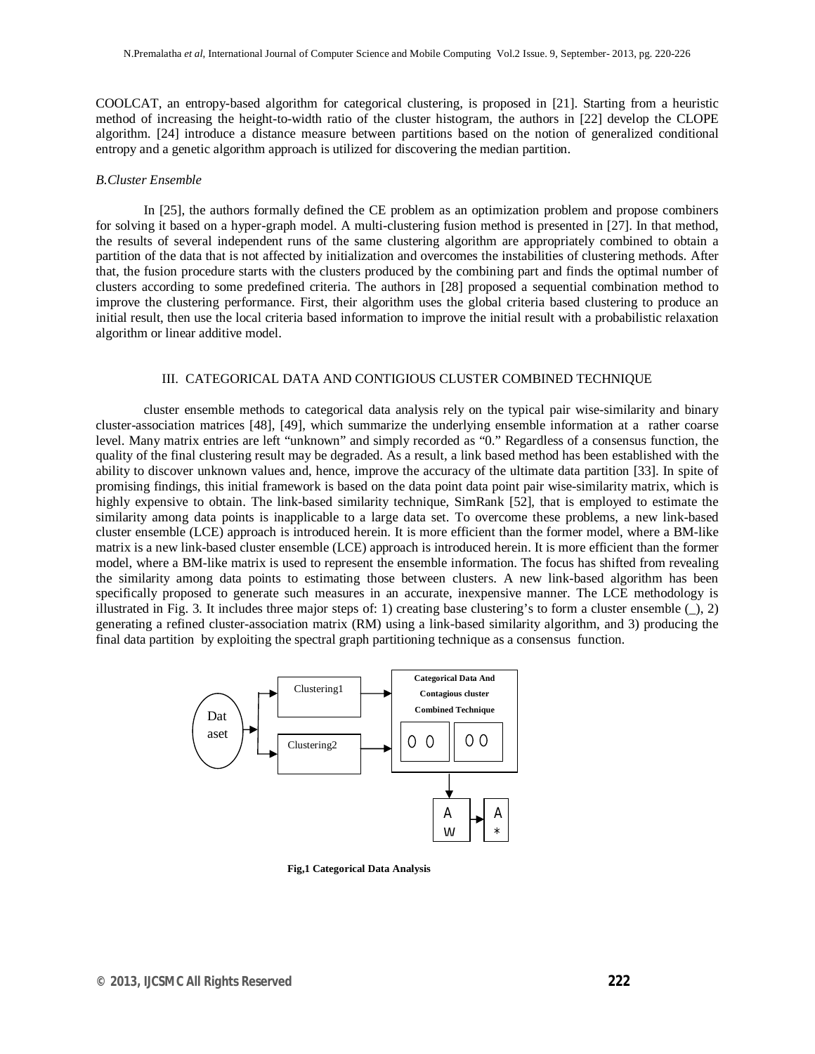COOLCAT, an entropy-based algorithm for categorical clustering, is proposed in [21]. Starting from a heuristic method of increasing the height-to-width ratio of the cluster histogram, the authors in [22] develop the CLOPE algorithm. [24] introduce a distance measure between partitions based on the notion of generalized conditional entropy and a genetic algorithm approach is utilized for discovering the median partition.

### *B.Cluster Ensemble*

In [25], the authors formally defined the CE problem as an optimization problem and propose combiners for solving it based on a hyper-graph model. A multi-clustering fusion method is presented in [27]. In that method, the results of several independent runs of the same clustering algorithm are appropriately combined to obtain a partition of the data that is not affected by initialization and overcomes the instabilities of clustering methods. After that, the fusion procedure starts with the clusters produced by the combining part and finds the optimal number of clusters according to some predefined criteria. The authors in [28] proposed a sequential combination method to improve the clustering performance. First, their algorithm uses the global criteria based clustering to produce an initial result, then use the local criteria based information to improve the initial result with a probabilistic relaxation algorithm or linear additive model.

## III. CATEGORICAL DATA AND CONTIGIOUS CLUSTER COMBINED TECHNIQUE

cluster ensemble methods to categorical data analysis rely on the typical pair wise-similarity and binary cluster-association matrices [48], [49], which summarize the underlying ensemble information at a rather coarse level. Many matrix entries are left "unknown" and simply recorded as "0." Regardless of a consensus function, the quality of the final clustering result may be degraded. As a result, a link based method has been established with the ability to discover unknown values and, hence, improve the accuracy of the ultimate data partition [33]. In spite of promising findings, this initial framework is based on the data point data point pair wise-similarity matrix, which is highly expensive to obtain. The link-based similarity technique, SimRank [52], that is employed to estimate the similarity among data points is inapplicable to a large data set. To overcome these problems, a new link-based cluster ensemble (LCE) approach is introduced herein. It is more efficient than the former model, where a BM-like matrix is a new link-based cluster ensemble (LCE) approach is introduced herein. It is more efficient than the former model, where a BM-like matrix is used to represent the ensemble information. The focus has shifted from revealing the similarity among data points to estimating those between clusters. A new link-based algorithm has been specifically proposed to generate such measures in an accurate, inexpensive manner. The LCE methodology is illustrated in Fig. 3. It includes three major steps of: 1) creating base clustering's to form a cluster ensemble (_), 2) generating a refined cluster-association matrix (RM) using a link-based similarity algorithm, and 3) producing the final data partition by exploiting the spectral graph partitioning technique as a consensus function.

Dat aset → Clustering1, Clustering2 → Categorical Data And Contagious cluster Combined Technique (O O | O O) → A w → A *

**Fig,1 Categorical Data Analysis**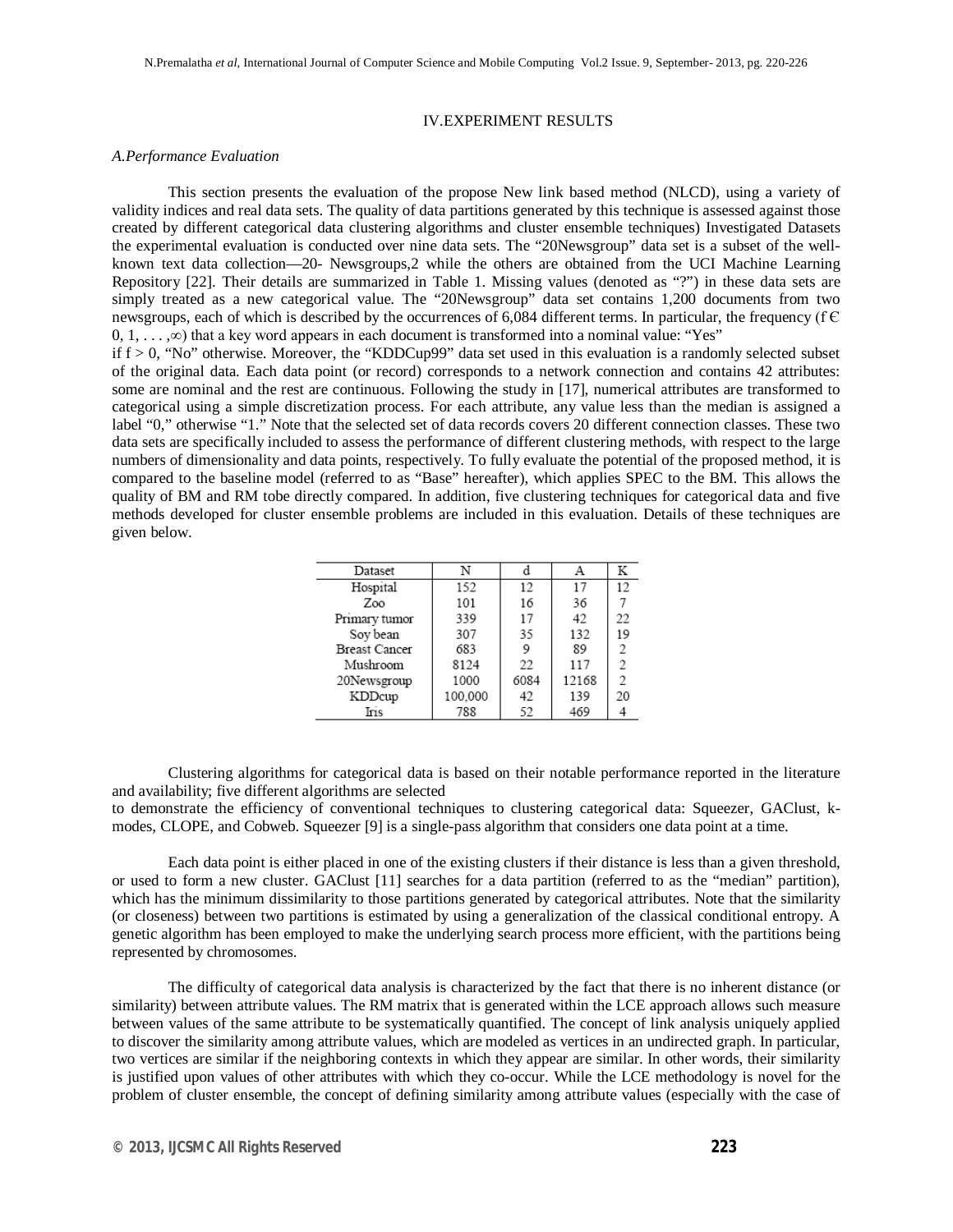## IV.EXPERIMENT RESULTS

### *A.Performance Evaluation*

This section presents the evaluation of the propose New link based method (NLCD), using a variety of validity indices and real data sets. The quality of data partitions generated by this technique is assessed against those created by different categorical data clustering algorithms and cluster ensemble techniques) Investigated Datasets the experimental evaluation is conducted over nine data sets. The "20Newsgroup" data set is a subset of the well-known text data collection—20- Newsgroups,2 while the others are obtained from the UCI Machine Learning Repository [22]. Their details are summarized in Table 1. Missing values (denoted as "?") in these data sets are simply treated as a new categorical value. The "20Newsgroup" data set contains 1,200 documents from two newsgroups, each of which is described by the occurrences of 6,084 different terms. In particular, the frequency ($f \in 0, 1, \ldots, \infty$) that a key word appears in each document is transformed into a nominal value: "Yes" if $f > 0$, "No" otherwise. Moreover, the "KDDCup99" data set used in this evaluation is a randomly selected subset of the original data. Each data point (or record) corresponds to a network connection and contains 42 attributes: some are nominal and the rest are continuous. Following the study in [17], numerical attributes are transformed to categorical using a simple discretization process. For each attribute, any value less than the median is assigned a label "0," otherwise "1." Note that the selected set of data records covers 20 different connection classes. These two data sets are specifically included to assess the performance of different clustering methods, with respect to the large numbers of dimensionality and data points, respectively. To fully evaluate the potential of the proposed method, it is compared to the baseline model (referred to as "Base" hereafter), which applies SPEC to the BM. This allows the quality of BM and RM tobe directly compared. In addition, five clustering techniques for categorical data and five methods developed for cluster ensemble problems are included in this evaluation. Details of these techniques are given below.

| Dataset | N | d | A | K |
|---|---|---|---|---|
| Hospital | 152 | 12 | 17 | 12 |
| Zoo | 101 | 16 | 36 | 7 |
| Primary tumor | 339 | 17 | 42 | 22 |
| Soy bean | 307 | 35 | 132 | 19 |
| Breast Cancer | 683 | 9 | 89 | 2 |
| Mushroom | 8124 | 22 | 117 | 2 |
| 20Newsgroup | 1000 | 6084 | 12168 | 2 |
| KDDcup | 100,000 | 42 | 139 | 20 |
| Iris | 788 | 52 | 469 | 4 |

Clustering algorithms for categorical data is based on their notable performance reported in the literature and availability; five different algorithms are selected
to demonstrate the efficiency of conventional techniques to clustering categorical data: Squeezer, GAClust, k-modes, CLOPE, and Cobweb. Squeezer [9] is a single-pass algorithm that considers one data point at a time.

Each data point is either placed in one of the existing clusters if their distance is less than a given threshold, or used to form a new cluster. GAClust [11] searches for a data partition (referred to as the "median" partition), which has the minimum dissimilarity to those partitions generated by categorical attributes. Note that the similarity (or closeness) between two partitions is estimated by using a generalization of the classical conditional entropy. A genetic algorithm has been employed to make the underlying search process more efficient, with the partitions being represented by chromosomes.

The difficulty of categorical data analysis is characterized by the fact that there is no inherent distance (or similarity) between attribute values. The RM matrix that is generated within the LCE approach allows such measure between values of the same attribute to be systematically quantified. The concept of link analysis uniquely applied to discover the similarity among attribute values, which are modeled as vertices in an undirected graph. In particular, two vertices are similar if the neighboring contexts in which they appear are similar. In other words, their similarity is justified upon values of other attributes with which they co-occur. While the LCE methodology is novel for the problem of cluster ensemble, the concept of defining similarity among attribute values (especially with the case of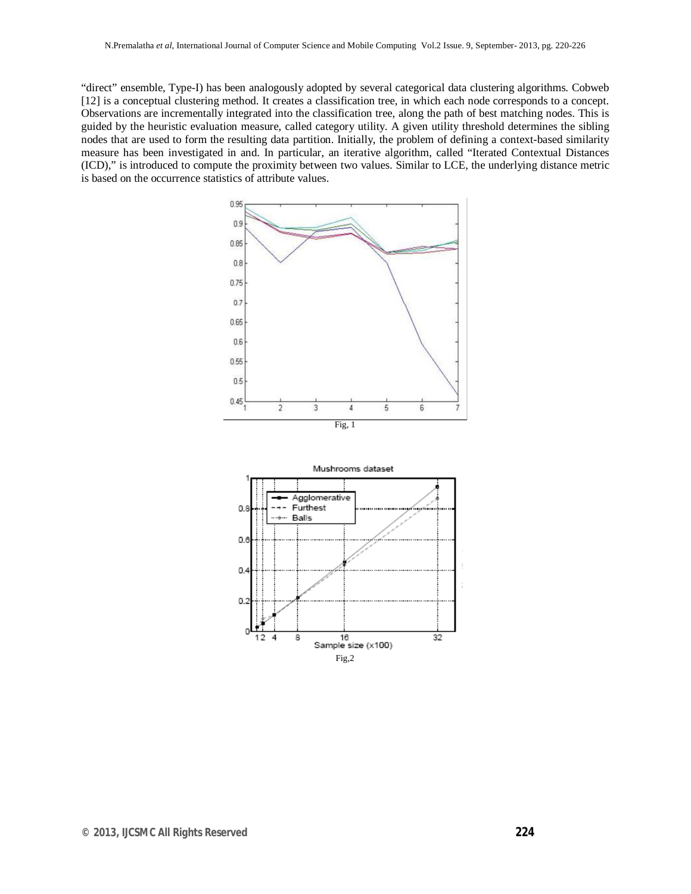"direct" ensemble, Type-I) has been analogously adopted by several categorical data clustering algorithms. Cobweb [12] is a conceptual clustering method. It creates a classification tree, in which each node corresponds to a concept. Observations are incrementally integrated into the classification tree, along the path of best matching nodes. This is guided by the heuristic evaluation measure, called category utility. A given utility threshold determines the sibling nodes that are used to form the resulting data partition. Initially, the problem of defining a context-based similarity measure has been investigated in and. In particular, an iterative algorithm, called "Iterated Contextual Distances (ICD)," is introduced to compute the proximity between two values. Similar to LCE, the underlying distance metric is based on the occurrence statistics of attribute values.

Fig, 1

Fig,2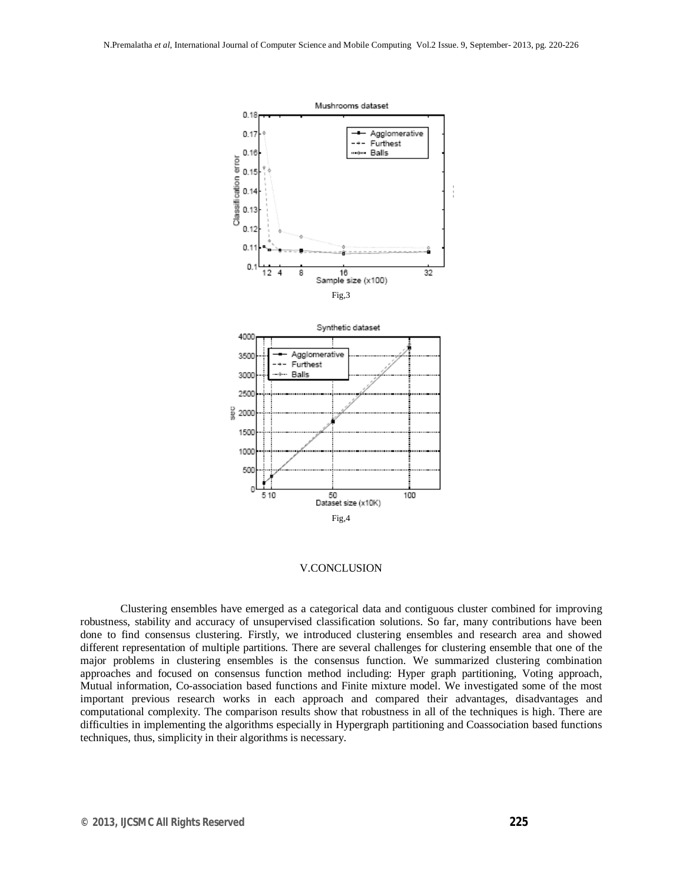Fig,3

Fig,4

## V.CONCLUSION

Clustering ensembles have emerged as a categorical data and contiguous cluster combined for improving robustness, stability and accuracy of unsupervised classification solutions. So far, many contributions have been done to find consensus clustering. Firstly, we introduced clustering ensembles and research area and showed different representation of multiple partitions. There are several challenges for clustering ensemble that one of the major problems in clustering ensembles is the consensus function. We summarized clustering combination approaches and focused on consensus function method including: Hyper graph partitioning, Voting approach, Mutual information, Co-association based functions and Finite mixture model. We investigated some of the most important previous research works in each approach and compared their advantages, disadvantages and computational complexity. The comparison results show that robustness in all of the techniques is high. There are difficulties in implementing the algorithms especially in Hypergraph partitioning and Coassociation based functions techniques, thus, simplicity in their algorithms is necessary.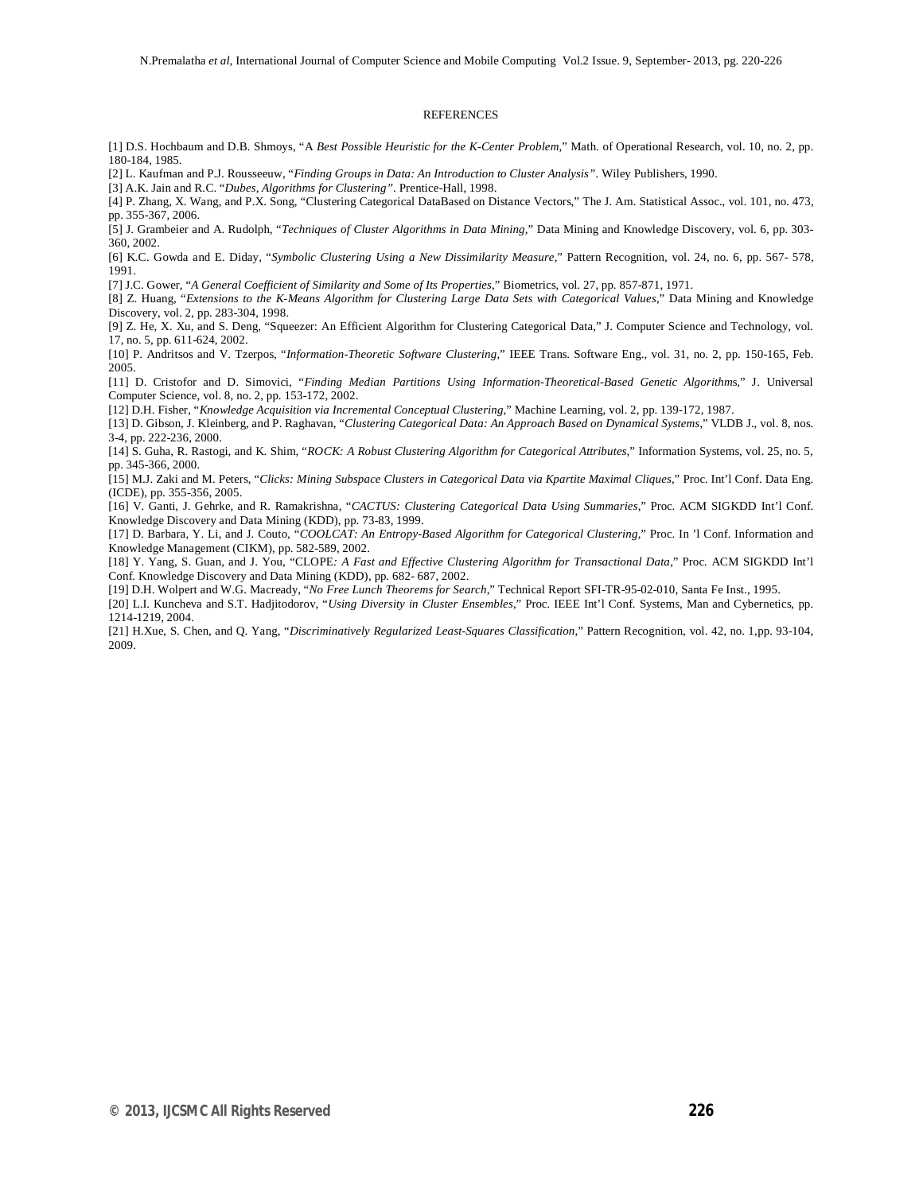## REFERENCES

[1] D.S. Hochbaum and D.B. Shmoys, "A *Best Possible Heuristic for the K-Center Problem*," Math. of Operational Research, vol. 10, no. 2, pp. 180-184, 1985.

[2] L. Kaufman and P.J. Rousseeuw, "*Finding Groups in Data: An Introduction to Cluster Analysis*". Wiley Publishers, 1990.

[3] A.K. Jain and R.C. "*Dubes, Algorithms for Clustering*". Prentice-Hall, 1998.

[4] P. Zhang, X. Wang, and P.X. Song, "Clustering Categorical DataBased on Distance Vectors," The J. Am. Statistical Assoc., vol. 101, no. 473, pp. 355-367, 2006.

[5] J. Grambeier and A. Rudolph, "*Techniques of Cluster Algorithms in Data Mining*," Data Mining and Knowledge Discovery, vol. 6, pp. 303-360, 2002.

[6] K.C. Gowda and E. Diday, "*Symbolic Clustering Using a New Dissimilarity Measure*," Pattern Recognition, vol. 24, no. 6, pp. 567- 578, 1991.

[7] J.C. Gower, "*A General Coefficient of Similarity and Some of Its Properties*," Biometrics, vol. 27, pp. 857-871, 1971.

[8] Z. Huang, "*Extensions to the K-Means Algorithm for Clustering Large Data Sets with Categorical Values*," Data Mining and Knowledge Discovery, vol. 2, pp. 283-304, 1998.

[9] Z. He, X. Xu, and S. Deng, "Squeezer: An Efficient Algorithm for Clustering Categorical Data," J. Computer Science and Technology, vol. 17, no. 5, pp. 611-624, 2002.

[10] P. Andritsos and V. Tzerpos, "*Information-Theoretic Software Clustering*," IEEE Trans. Software Eng., vol. 31, no. 2, pp. 150-165, Feb. 2005.

[11] D. Cristofor and D. Simovici, "*Finding Median Partitions Using Information-Theoretical-Based Genetic Algorithms*," J. Universal Computer Science, vol. 8, no. 2, pp. 153-172, 2002.

[12] D.H. Fisher, "*Knowledge Acquisition via Incremental Conceptual Clustering*," Machine Learning, vol. 2, pp. 139-172, 1987.

[13] D. Gibson, J. Kleinberg, and P. Raghavan, "*Clustering Categorical Data: An Approach Based on Dynamical Systems*," VLDB J., vol. 8, nos. 3-4, pp. 222-236, 2000.

[14] S. Guha, R. Rastogi, and K. Shim, "*ROCK: A Robust Clustering Algorithm for Categorical Attributes*," Information Systems, vol. 25, no. 5, pp. 345-366, 2000.

[15] M.J. Zaki and M. Peters, "*Clicks: Mining Subspace Clusters in Categorical Data via Kpartite Maximal Cliques*," Proc. Int'l Conf. Data Eng. (ICDE), pp. 355-356, 2005.

[16] V. Ganti, J. Gehrke, and R. Ramakrishna, "*CACTUS: Clustering Categorical Data Using Summaries*," Proc. ACM SIGKDD Int'l Conf. Knowledge Discovery and Data Mining (KDD), pp. 73-83, 1999.

[17] D. Barbara, Y. Li, and J. Couto, "*COOLCAT: An Entropy-Based Algorithm for Categorical Clustering*," Proc. In 'l Conf. Information and Knowledge Management (CIKM), pp. 582-589, 2002.

[18] Y. Yang, S. Guan, and J. You, "CLOPE*: A Fast and Effective Clustering Algorithm for Transactional Data*," Proc. ACM SIGKDD Int'l Conf. Knowledge Discovery and Data Mining (KDD), pp. 682- 687, 2002.

[19] D.H. Wolpert and W.G. Macready, "*No Free Lunch Theorems for Search*," Technical Report SFI-TR-95-02-010, Santa Fe Inst., 1995.

[20] L.I. Kuncheva and S.T. Hadjitodorov, "*Using Diversity in Cluster Ensembles*," Proc. IEEE Int'l Conf. Systems, Man and Cybernetics, pp. 1214-1219, 2004.

[21] H.Xue, S. Chen, and Q. Yang, "*Discriminatively Regularized Least-Squares Classification*," Pattern Recognition, vol. 42, no. 1,pp. 93-104, 2009.